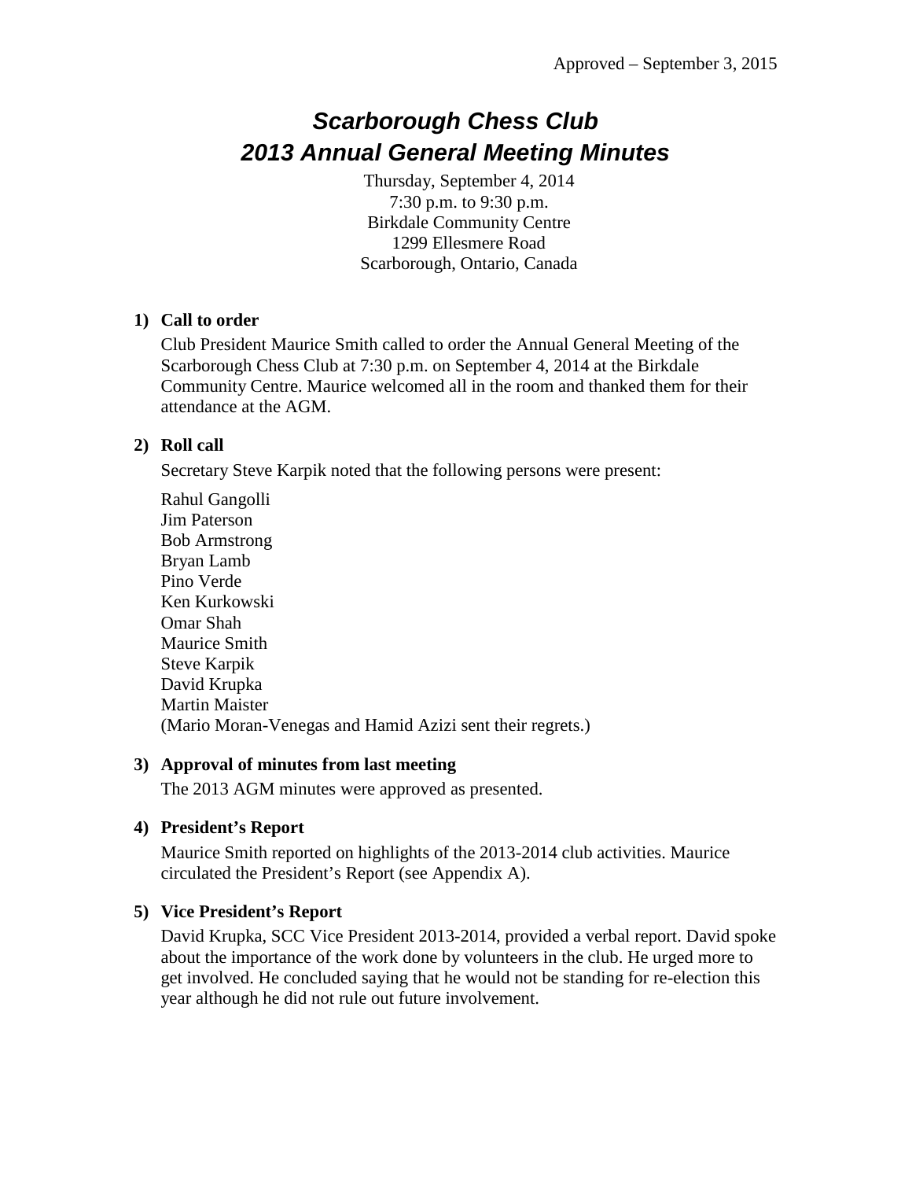Approved – September 3, 2015

# *Scarborough Chess Club*
# *2013 Annual General Meeting Minutes*

Thursday, September 4, 2014
7:30 p.m. to 9:30 p.m.
Birkdale Community Centre
1299 Ellesmere Road
Scarborough, Ontario, Canada

**1) Call to order**

Club President Maurice Smith called to order the Annual General Meeting of the Scarborough Chess Club at 7:30 p.m. on September 4, 2014 at the Birkdale Community Centre. Maurice welcomed all in the room and thanked them for their attendance at the AGM.

**2) Roll call**

Secretary Steve Karpik noted that the following persons were present:

Rahul Gangolli
Jim Paterson
Bob Armstrong
Bryan Lamb
Pino Verde
Ken Kurkowski
Omar Shah
Maurice Smith
Steve Karpik
David Krupka
Martin Maister
(Mario Moran-Venegas and Hamid Azizi sent their regrets.)

**3) Approval of minutes from last meeting**

The 2013 AGM minutes were approved as presented.

**4) President's Report**

Maurice Smith reported on highlights of the 2013-2014 club activities. Maurice circulated the President's Report (see Appendix A).

**5) Vice President's Report**

David Krupka, SCC Vice President 2013-2014, provided a verbal report. David spoke about the importance of the work done by volunteers in the club. He urged more to get involved. He concluded saying that he would not be standing for re-election this year although he did not rule out future involvement.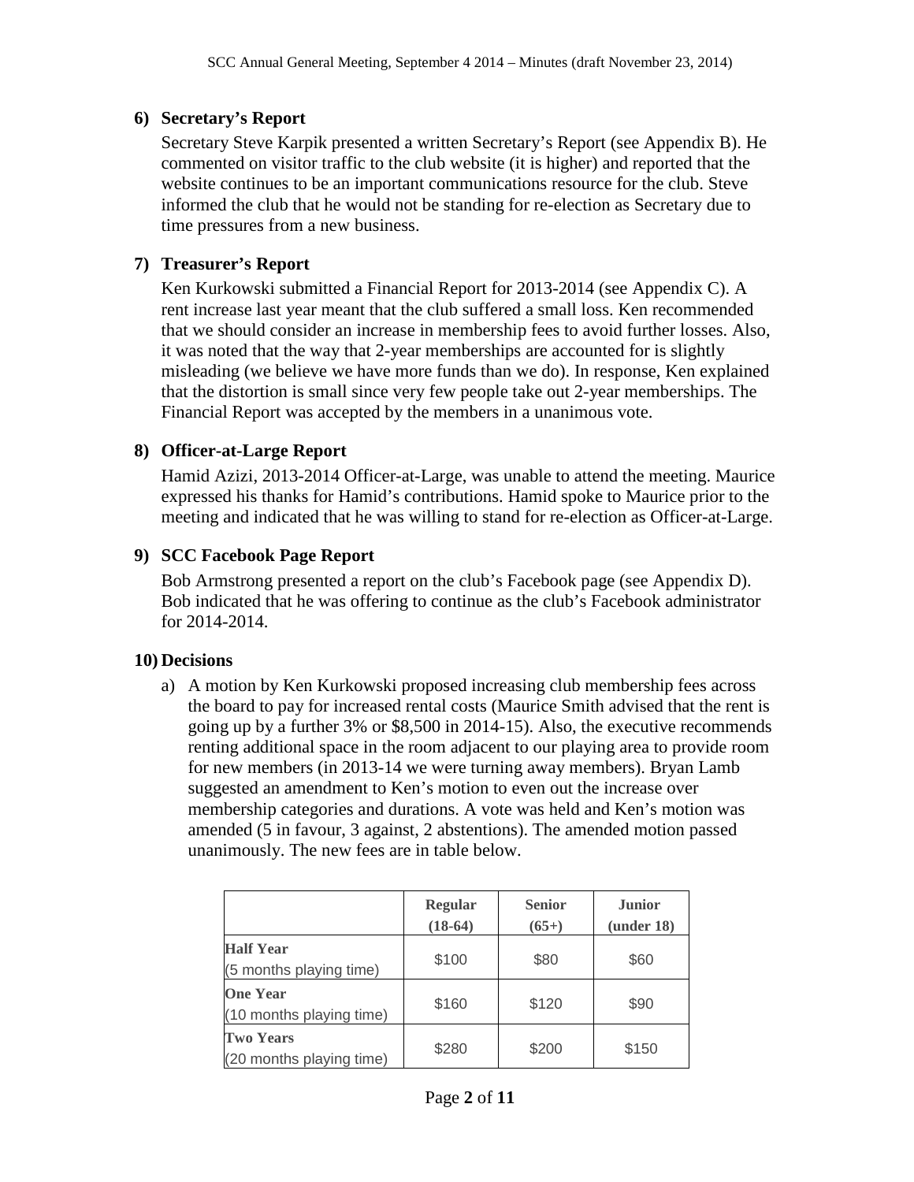## 6) Secretary's Report

Secretary Steve Karpik presented a written Secretary's Report (see Appendix B). He commented on visitor traffic to the club website (it is higher) and reported that the website continues to be an important communications resource for the club. Steve informed the club that he would not be standing for re-election as Secretary due to time pressures from a new business.

## 7) Treasurer's Report

Ken Kurkowski submitted a Financial Report for 2013-2014 (see Appendix C). A rent increase last year meant that the club suffered a small loss. Ken recommended that we should consider an increase in membership fees to avoid further losses. Also, it was noted that the way that 2-year memberships are accounted for is slightly misleading (we believe we have more funds than we do). In response, Ken explained that the distortion is small since very few people take out 2-year memberships. The Financial Report was accepted by the members in a unanimous vote.

## 8) Officer-at-Large Report

Hamid Azizi, 2013-2014 Officer-at-Large, was unable to attend the meeting. Maurice expressed his thanks for Hamid's contributions. Hamid spoke to Maurice prior to the meeting and indicated that he was willing to stand for re-election as Officer-at-Large.

## 9) SCC Facebook Page Report

Bob Armstrong presented a report on the club's Facebook page (see Appendix D). Bob indicated that he was offering to continue as the club's Facebook administrator for 2014-2014.

## 10) Decisions

a) A motion by Ken Kurkowski proposed increasing club membership fees across the board to pay for increased rental costs (Maurice Smith advised that the rent is going up by a further 3% or $8,500 in 2014-15). Also, the executive recommends renting additional space in the room adjacent to our playing area to provide room for new members (in 2013-14 we were turning away members). Bryan Lamb suggested an amendment to Ken's motion to even out the increase over membership categories and durations. A vote was held and Ken's motion was amended (5 in favour, 3 against, 2 abstentions). The amended motion passed unanimously. The new fees are in table below.

| | **Regular (18-64)** | **Senior (65+)** | **Junior (under 18)** |
|---|---|---|---|
| **Half Year** (5 months playing time) | $100 | $80 | $60 |
| **One Year** (10 months playing time) | $160 | $120 | $90 |
| **Two Years** (20 months playing time) | $280 | $200 | $150 |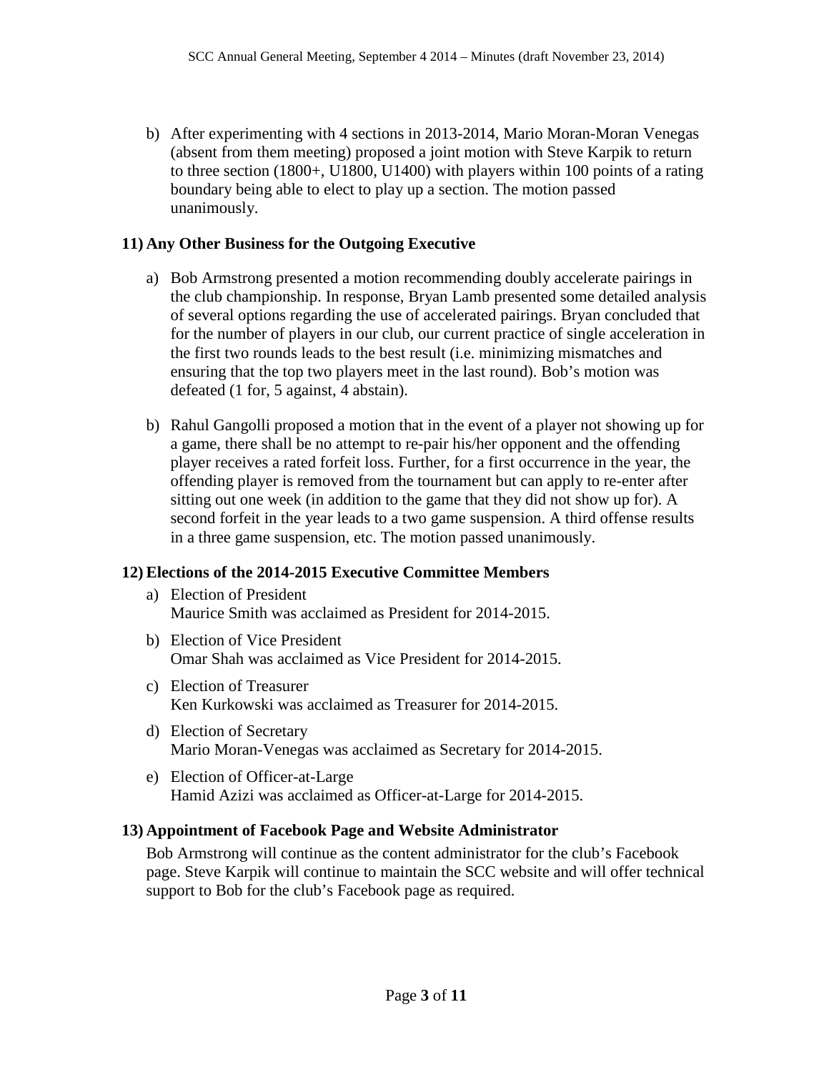b) After experimenting with 4 sections in 2013-2014, Mario Moran-Moran Venegas (absent from them meeting) proposed a joint motion with Steve Karpik to return to three section (1800+, U1800, U1400) with players within 100 points of a rating boundary being able to elect to play up a section. The motion passed unanimously.

## 11) Any Other Business for the Outgoing Executive

a) Bob Armstrong presented a motion recommending doubly accelerate pairings in the club championship. In response, Bryan Lamb presented some detailed analysis of several options regarding the use of accelerated pairings. Bryan concluded that for the number of players in our club, our current practice of single acceleration in the first two rounds leads to the best result (i.e. minimizing mismatches and ensuring that the top two players meet in the last round). Bob's motion was defeated (1 for, 5 against, 4 abstain).

b) Rahul Gangolli proposed a motion that in the event of a player not showing up for a game, there shall be no attempt to re-pair his/her opponent and the offending player receives a rated forfeit loss. Further, for a first occurrence in the year, the offending player is removed from the tournament but can apply to re-enter after sitting out one week (in addition to the game that they did not show up for). A second forfeit in the year leads to a two game suspension. A third offense results in a three game suspension, etc. The motion passed unanimously.

## 12) Elections of the 2014-2015 Executive Committee Members

a) Election of President
Maurice Smith was acclaimed as President for 2014-2015.

b) Election of Vice President
Omar Shah was acclaimed as Vice President for 2014-2015.

c) Election of Treasurer
Ken Kurkowski was acclaimed as Treasurer for 2014-2015.

d) Election of Secretary
Mario Moran-Venegas was acclaimed as Secretary for 2014-2015.

e) Election of Officer-at-Large
Hamid Azizi was acclaimed as Officer-at-Large for 2014-2015.

## 13) Appointment of Facebook Page and Website Administrator

Bob Armstrong will continue as the content administrator for the club's Facebook page. Steve Karpik will continue to maintain the SCC website and will offer technical support to Bob for the club's Facebook page as required.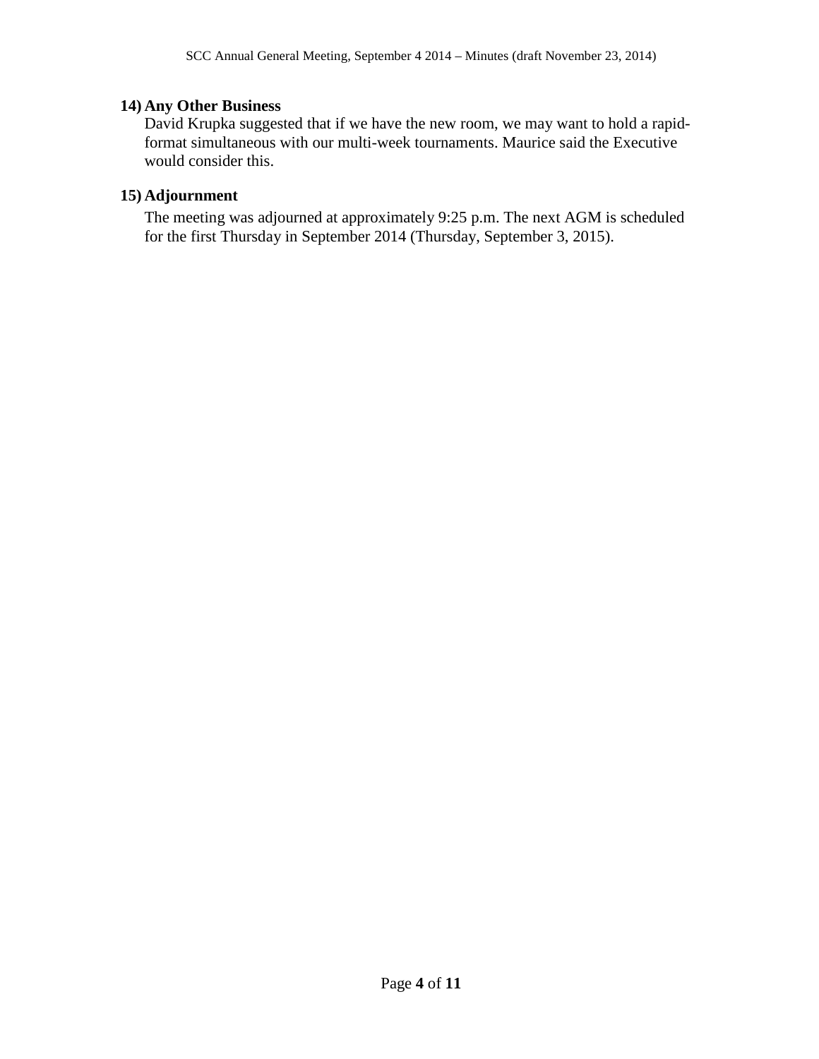## 14) Any Other Business

David Krupka suggested that if we have the new room, we may want to hold a rapid-format simultaneous with our multi-week tournaments. Maurice said the Executive would consider this.

## 15) Adjournment

The meeting was adjourned at approximately 9:25 p.m. The next AGM is scheduled for the first Thursday in September 2014 (Thursday, September 3, 2015).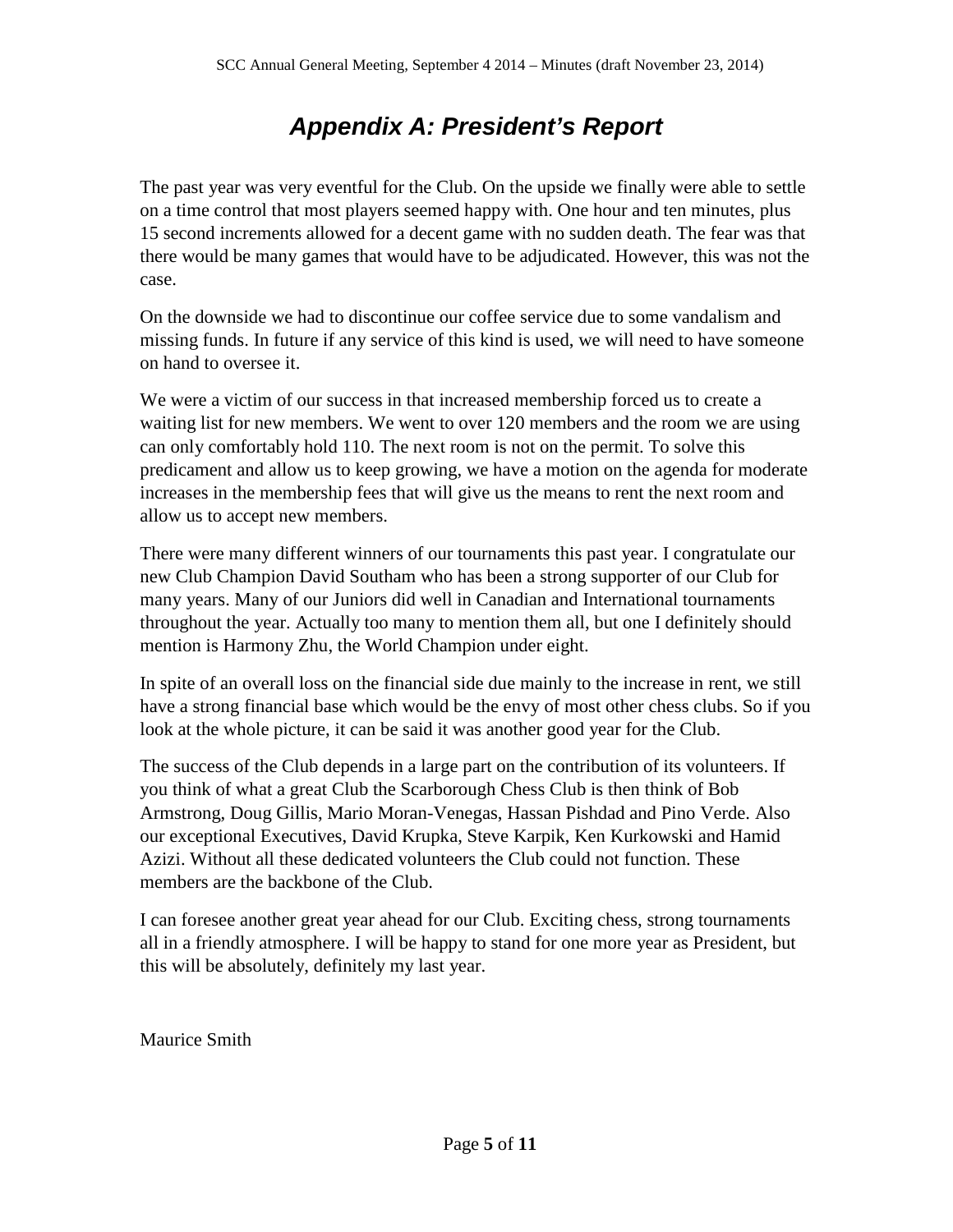# ***Appendix A: President's Report***

The past year was very eventful for the Club. On the upside we finally were able to settle on a time control that most players seemed happy with. One hour and ten minutes, plus 15 second increments allowed for a decent game with no sudden death. The fear was that there would be many games that would have to be adjudicated. However, this was not the case.

On the downside we had to discontinue our coffee service due to some vandalism and missing funds. In future if any service of this kind is used, we will need to have someone on hand to oversee it.

We were a victim of our success in that increased membership forced us to create a waiting list for new members. We went to over 120 members and the room we are using can only comfortably hold 110. The next room is not on the permit. To solve this predicament and allow us to keep growing, we have a motion on the agenda for moderate increases in the membership fees that will give us the means to rent the next room and allow us to accept new members.

There were many different winners of our tournaments this past year. I congratulate our new Club Champion David Southam who has been a strong supporter of our Club for many years. Many of our Juniors did well in Canadian and International tournaments throughout the year. Actually too many to mention them all, but one I definitely should mention is Harmony Zhu, the World Champion under eight.

In spite of an overall loss on the financial side due mainly to the increase in rent, we still have a strong financial base which would be the envy of most other chess clubs. So if you look at the whole picture, it can be said it was another good year for the Club.

The success of the Club depends in a large part on the contribution of its volunteers. If you think of what a great Club the Scarborough Chess Club is then think of Bob Armstrong, Doug Gillis, Mario Moran-Venegas, Hassan Pishdad and Pino Verde. Also our exceptional Executives, David Krupka, Steve Karpik, Ken Kurkowski and Hamid Azizi. Without all these dedicated volunteers the Club could not function. These members are the backbone of the Club.

I can foresee another great year ahead for our Club. Exciting chess, strong tournaments all in a friendly atmosphere. I will be happy to stand for one more year as President, but this will be absolutely, definitely my last year.

Maurice Smith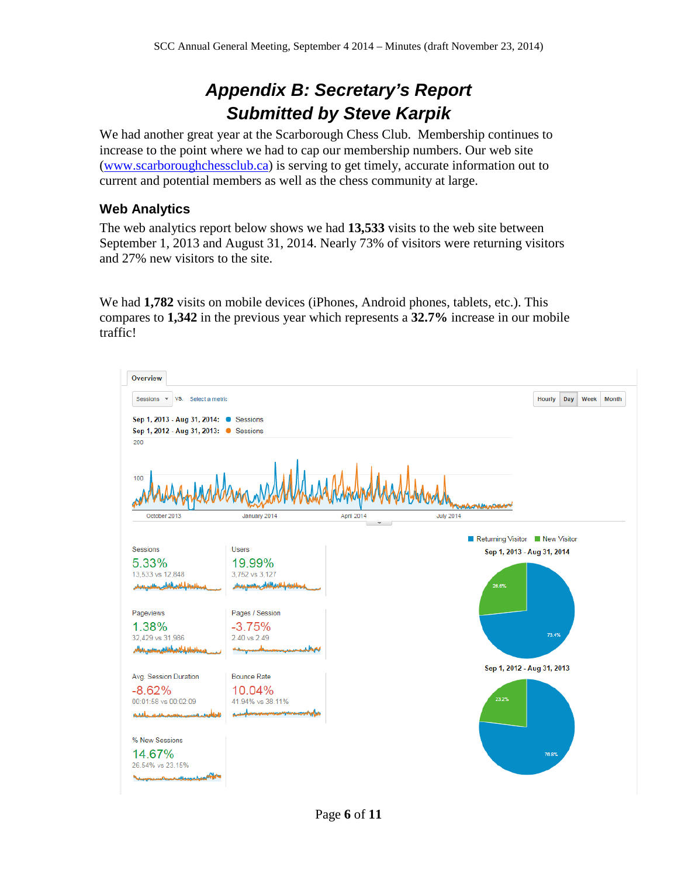# *Appendix B: Secretary's Report*
# *Submitted by Steve Karpik*

We had another great year at the Scarborough Chess Club. Membership continues to increase to the point where we had to cap our membership numbers. Our web site ([www.scarboroughchessclub.ca](http://www.scarboroughchessclub.ca)) is serving to get timely, accurate information out to current and potential members as well as the chess community at large.

## Web Analytics

The web analytics report below shows we had **13,533** visits to the web site between September 1, 2013 and August 31, 2014. Nearly 73% of visitors were returning visitors and 27% new visitors to the site.

We had **1,782** visits on mobile devices (iPhones, Android phones, tablets, etc.). This compares to **1,342** in the previous year which represents a **32.7%** increase in our mobile traffic!

Overview

Sessions vs. Select a metric — Hourly | Day | Week | Month

Sep 1, 2013 - Aug 31, 2014: Sessions
Sep 1, 2012 - Aug 31, 2013: Sessions

| Metric | Change | Values |
|---|---|---|
| Sessions | 5.33% | 13,533 vs 12,848 |
| Users | 19.99% | 3,752 vs 3,127 |
| Pageviews | 1.38% | 32,429 vs 31,986 |
| Pages / Session | -3.75% | 2.40 vs 2.49 |
| Avg. Session Duration | -8.62% | 00:01:58 vs 00:02:09 |
| Bounce Rate | 10.04% | 41.94% vs 38.11% |
| % New Sessions | 14.67% | 26.54% vs 23.15% |

Returning Visitor / New Visitor

| Period | Returning Visitor | New Visitor |
|---|---|---|
| Sep 1, 2013 - Aug 31, 2014 | 73.4% | 26.6% |
| Sep 1, 2012 - Aug 31, 2013 | 76.8% | 23.2% |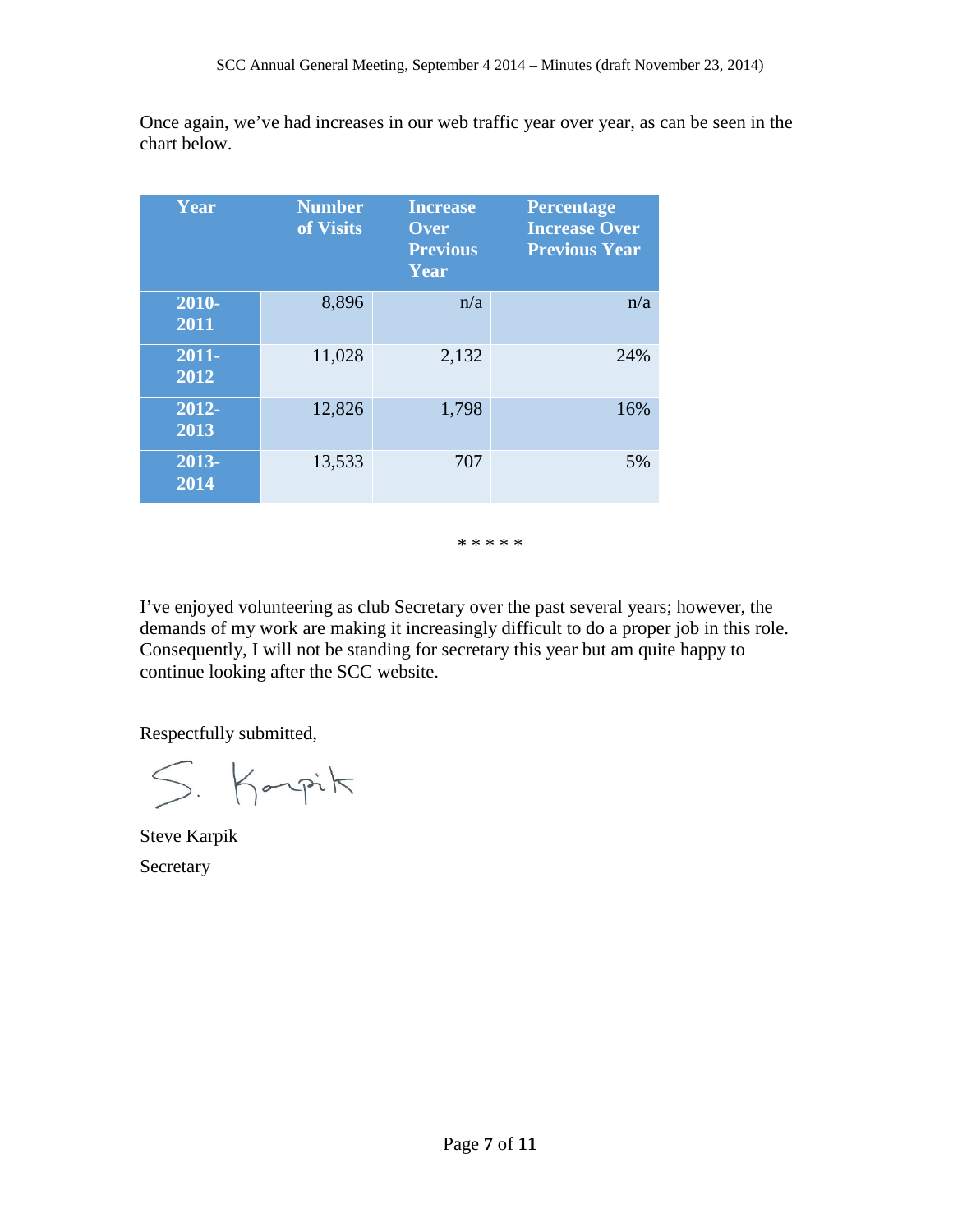Once again, we've had increases in our web traffic year over year, as can be seen in the chart below.

| Year | Number of Visits | Increase Over Previous Year | Percentage Increase Over Previous Year |
|---|---|---|---|
| 2010-2011 | 8,896 | n/a | n/a |
| 2011-2012 | 11,028 | 2,132 | 24% |
| 2012-2013 | 12,826 | 1,798 | 16% |
| 2013-2014 | 13,533 | 707 | 5% |

* * * * *

I've enjoyed volunteering as club Secretary over the past several years; however, the demands of my work are making it increasingly difficult to do a proper job in this role. Consequently, I will not be standing for secretary this year but am quite happy to continue looking after the SCC website.

Respectfully submitted,

S. Karpik

Steve Karpik

Secretary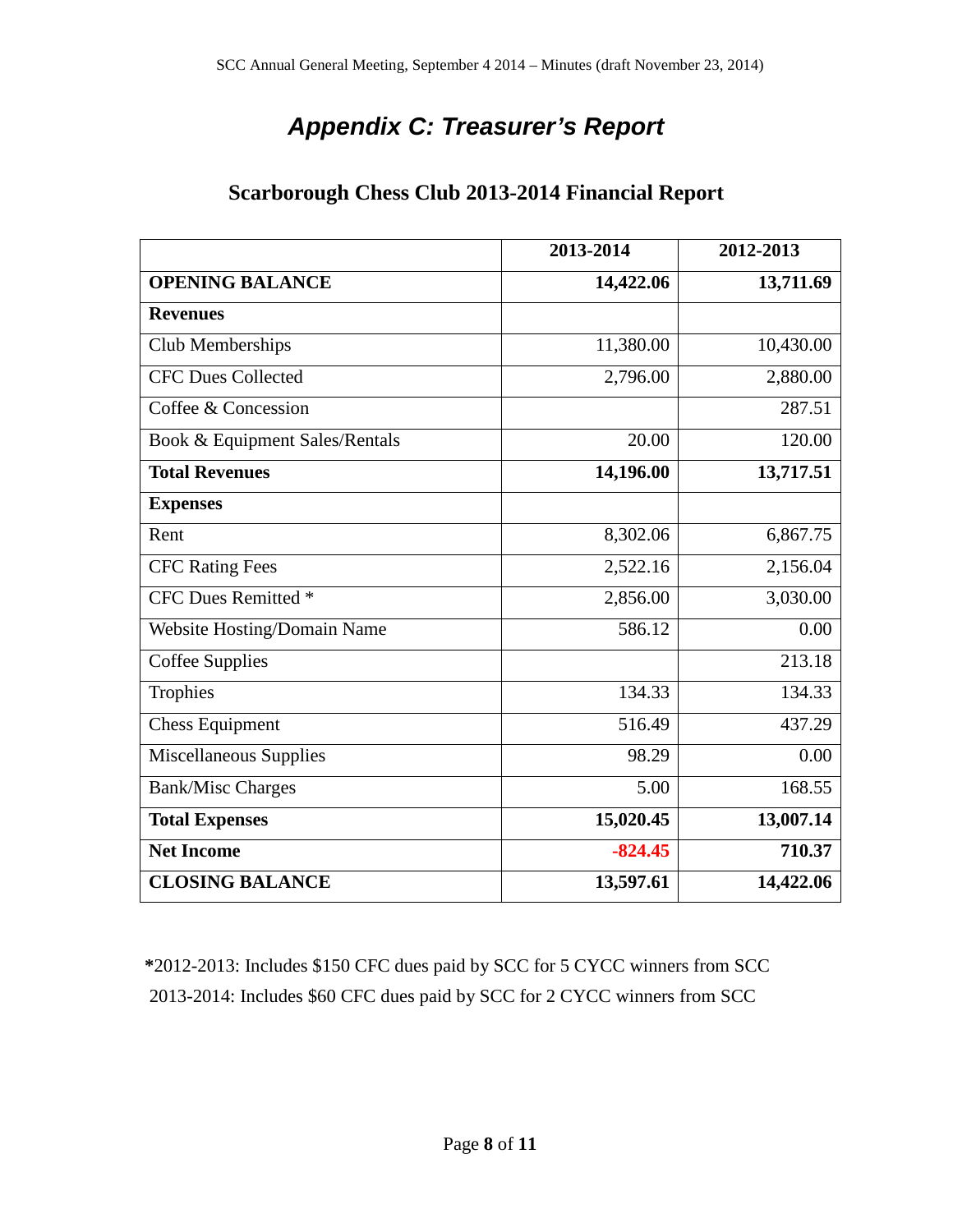# *Appendix C: Treasurer's Report*

## Scarborough Chess Club 2013-2014 Financial Report

| | 2013-2014 | 2012-2013 |
|---|---|---|
| **OPENING BALANCE** | **14,422.06** | **13,711.69** |
| **Revenues** | | |
| Club Memberships | 11,380.00 | 10,430.00 |
| CFC Dues Collected | 2,796.00 | 2,880.00 |
| Coffee & Concession | | 287.51 |
| Book & Equipment Sales/Rentals | 20.00 | 120.00 |
| **Total Revenues** | **14,196.00** | **13,717.51** |
| **Expenses** | | |
| Rent | 8,302.06 | 6,867.75 |
| CFC Rating Fees | 2,522.16 | 2,156.04 |
| CFC Dues Remitted * | 2,856.00 | 3,030.00 |
| Website Hosting/Domain Name | 586.12 | 0.00 |
| Coffee Supplies | | 213.18 |
| Trophies | 134.33 | 134.33 |
| Chess Equipment | 516.49 | 437.29 |
| Miscellaneous Supplies | 98.29 | 0.00 |
| Bank/Misc Charges | 5.00 | 168.55 |
| **Total Expenses** | **15,020.45** | **13,007.14** |
| **Net Income** | **-824.45** | **710.37** |
| **CLOSING BALANCE** | **13,597.61** | **14,422.06** |

**\***2012-2013: Includes $150 CFC dues paid by SCC for 5 CYCC winners from SCC
2013-2014: Includes $60 CFC dues paid by SCC for 2 CYCC winners from SCC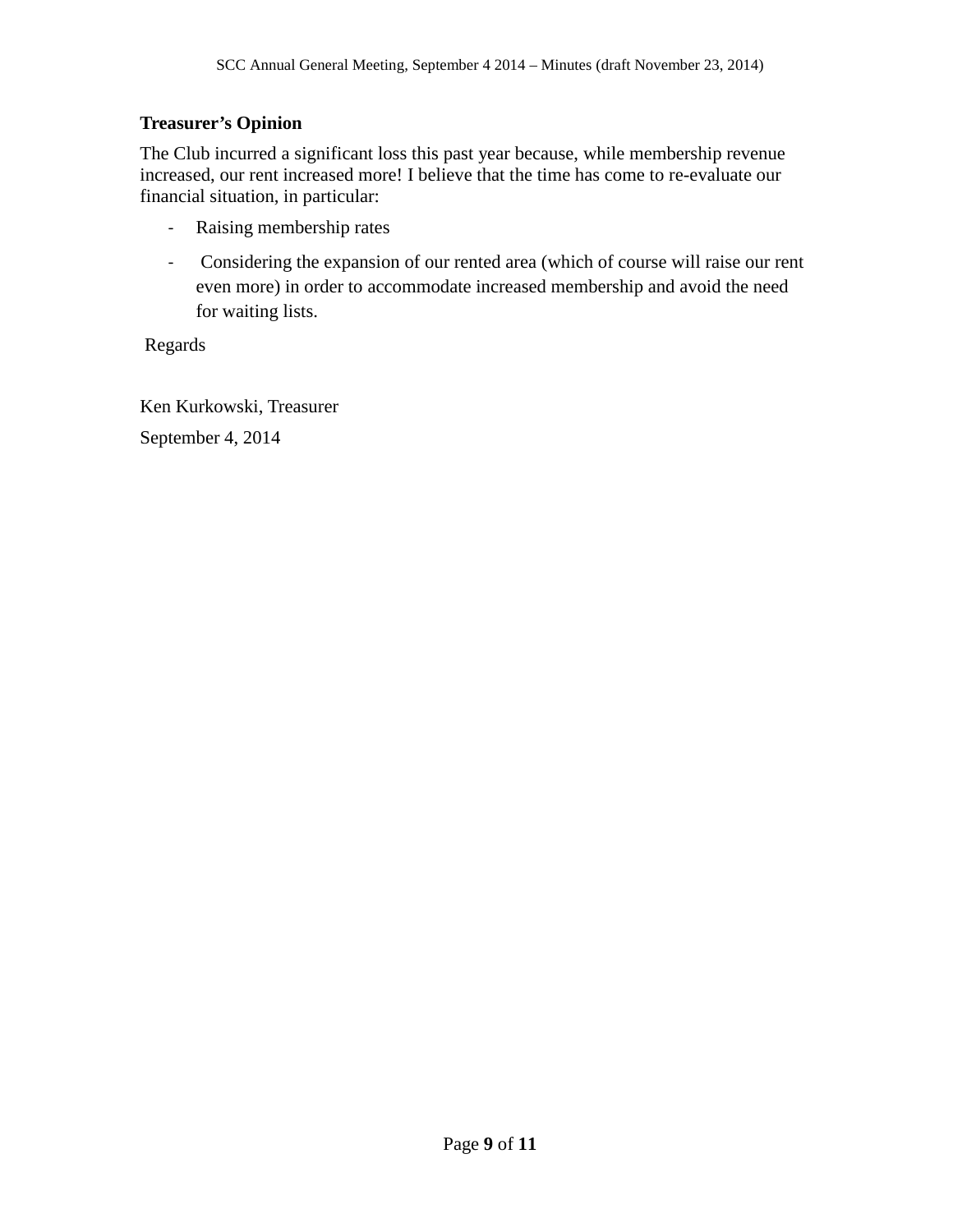**Treasurer's Opinion**

The Club incurred a significant loss this past year because, while membership revenue increased, our rent increased more! I believe that the time has come to re-evaluate our financial situation, in particular:

- Raising membership rates
- Considering the expansion of our rented area (which of course will raise our rent even more) in order to accommodate increased membership and avoid the need for waiting lists.

Regards

Ken Kurkowski, Treasurer

September 4, 2014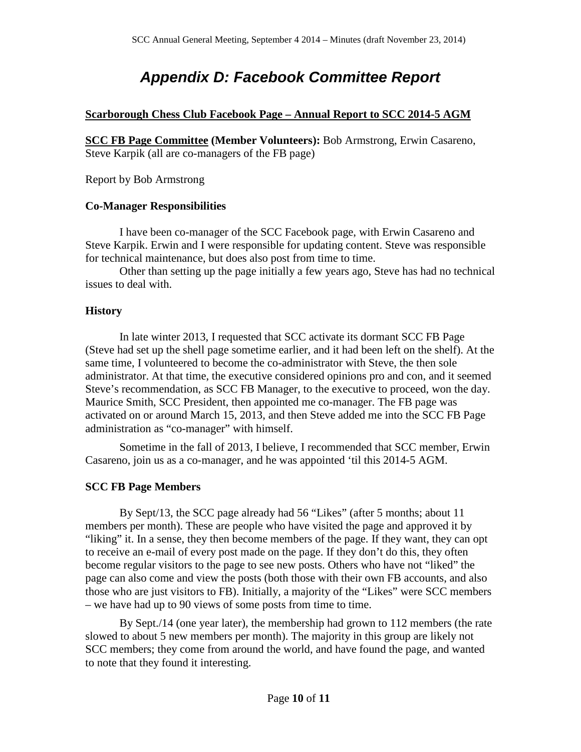# *Appendix D: Facebook Committee Report*

**Scarborough Chess Club Facebook Page – Annual Report to SCC 2014-5 AGM**

**SCC FB Page Committee (Member Volunteers):** Bob Armstrong, Erwin Casareno, Steve Karpik (all are co-managers of the FB page)

Report by Bob Armstrong

### Co-Manager Responsibilities

I have been co-manager of the SCC Facebook page, with Erwin Casareno and Steve Karpik. Erwin and I were responsible for updating content. Steve was responsible for technical maintenance, but does also post from time to time.

Other than setting up the page initially a few years ago, Steve has had no technical issues to deal with.

### History

In late winter 2013, I requested that SCC activate its dormant SCC FB Page (Steve had set up the shell page sometime earlier, and it had been left on the shelf). At the same time, I volunteered to become the co-administrator with Steve, the then sole administrator. At that time, the executive considered opinions pro and con, and it seemed Steve's recommendation, as SCC FB Manager, to the executive to proceed, won the day. Maurice Smith, SCC President, then appointed me co-manager. The FB page was activated on or around March 15, 2013, and then Steve added me into the SCC FB Page administration as "co-manager" with himself.

Sometime in the fall of 2013, I believe, I recommended that SCC member, Erwin Casareno, join us as a co-manager, and he was appointed 'til this 2014-5 AGM.

### SCC FB Page Members

By Sept/13, the SCC page already had 56 "Likes" (after 5 months; about 11 members per month). These are people who have visited the page and approved it by "liking" it. In a sense, they then become members of the page. If they want, they can opt to receive an e-mail of every post made on the page. If they don't do this, they often become regular visitors to the page to see new posts. Others who have not "liked" the page can also come and view the posts (both those with their own FB accounts, and also those who are just visitors to FB). Initially, a majority of the "Likes" were SCC members – we have had up to 90 views of some posts from time to time.

By Sept./14 (one year later), the membership had grown to 112 members (the rate slowed to about 5 new members per month). The majority in this group are likely not SCC members; they come from around the world, and have found the page, and wanted to note that they found it interesting.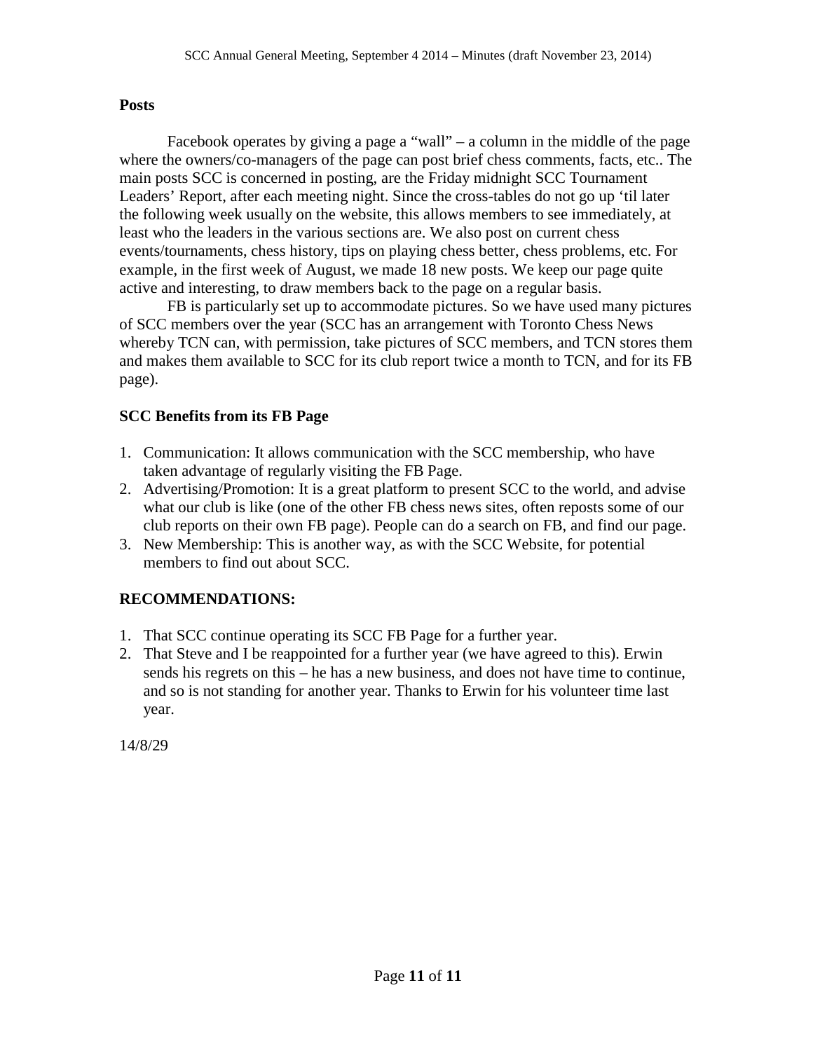**Posts**

Facebook operates by giving a page a "wall" – a column in the middle of the page where the owners/co-managers of the page can post brief chess comments, facts, etc.. The main posts SCC is concerned in posting, are the Friday midnight SCC Tournament Leaders' Report, after each meeting night. Since the cross-tables do not go up 'til later the following week usually on the website, this allows members to see immediately, at least who the leaders in the various sections are. We also post on current chess events/tournaments, chess history, tips on playing chess better, chess problems, etc. For example, in the first week of August, we made 18 new posts. We keep our page quite active and interesting, to draw members back to the page on a regular basis.

FB is particularly set up to accommodate pictures. So we have used many pictures of SCC members over the year (SCC has an arrangement with Toronto Chess News whereby TCN can, with permission, take pictures of SCC members, and TCN stores them and makes them available to SCC for its club report twice a month to TCN, and for its FB page).

**SCC Benefits from its FB Page**

1. Communication: It allows communication with the SCC membership, who have taken advantage of regularly visiting the FB Page.
2. Advertising/Promotion: It is a great platform to present SCC to the world, and advise what our club is like (one of the other FB chess news sites, often reposts some of our club reports on their own FB page). People can do a search on FB, and find our page.
3. New Membership: This is another way, as with the SCC Website, for potential members to find out about SCC.

**RECOMMENDATIONS:**

1. That SCC continue operating its SCC FB Page for a further year.
2. That Steve and I be reappointed for a further year (we have agreed to this). Erwin sends his regrets on this – he has a new business, and does not have time to continue, and so is not standing for another year. Thanks to Erwin for his volunteer time last year.

14/8/29